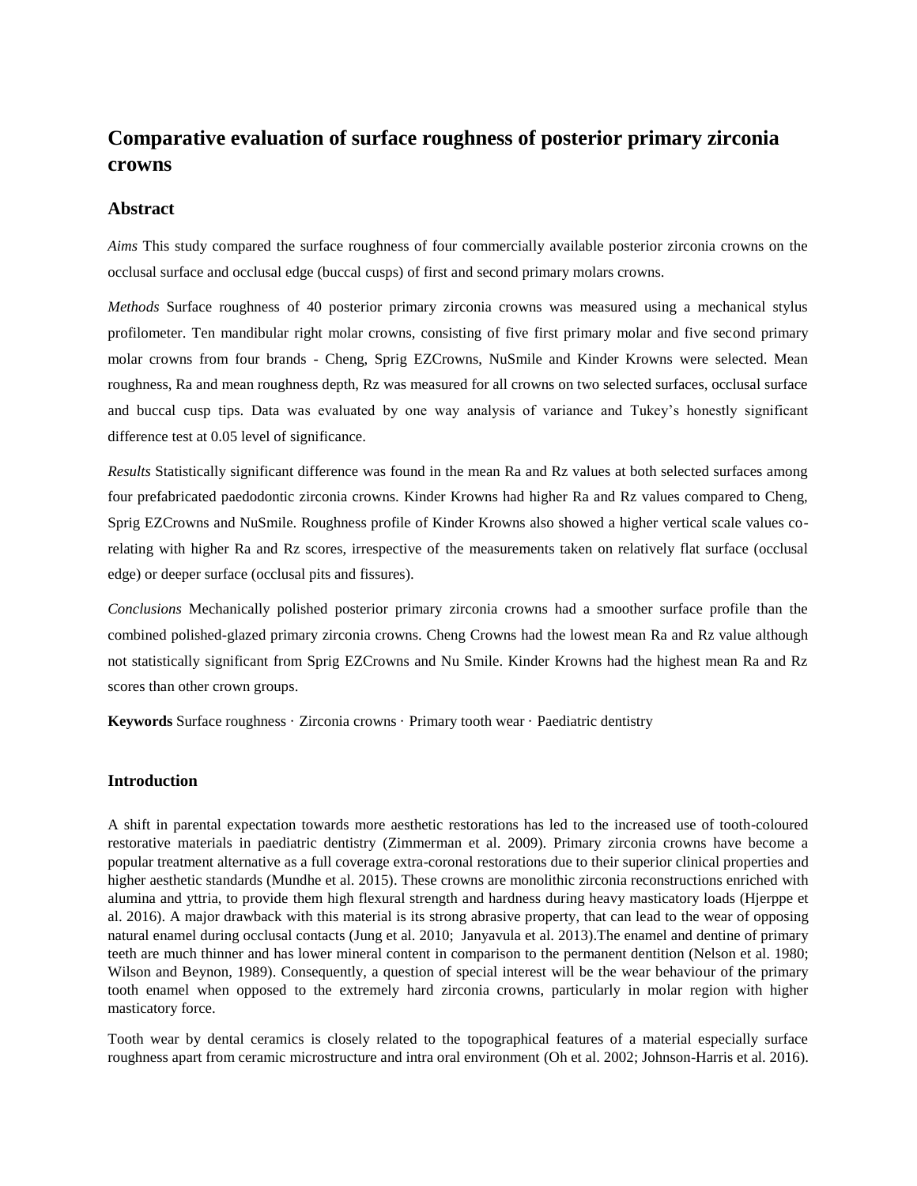# Comparative evaluation of surface roughness of posterior primary zirconia crowns

## Abstract

*Aims* This study compared the surface roughness of four commercially available posterior zirconia crowns on the occlusal surface and occlusal edge (buccal cusps) of first and second primary molars crowns.

*Methods* Surface roughness of 40 posterior primary zirconia crowns was measured using a mechanical stylus profilometer. Ten mandibular right molar crowns, consisting of five first primary molar and five second primary molar crowns from four brands - Cheng, Sprig EZCrowns, NuSmile and Kinder Krowns were selected. Mean roughness, Ra and mean roughness depth, Rz was measured for all crowns on two selected surfaces, occlusal surface and buccal cusp tips. Data was evaluated by one way analysis of variance and Tukey's honestly significant difference test at 0.05 level of significance.

*Results* Statistically significant difference was found in the mean Ra and Rz values at both selected surfaces among four prefabricated paedodontic zirconia crowns. Kinder Krowns had higher Ra and Rz values compared to Cheng, Sprig EZCrowns and NuSmile. Roughness profile of Kinder Krowns also showed a higher vertical scale values co-relating with higher Ra and Rz scores, irrespective of the measurements taken on relatively flat surface (occlusal edge) or deeper surface (occlusal pits and fissures).

*Conclusions* Mechanically polished posterior primary zirconia crowns had a smoother surface profile than the combined polished-glazed primary zirconia crowns. Cheng Crowns had the lowest mean Ra and Rz value although not statistically significant from Sprig EZCrowns and Nu Smile. Kinder Krowns had the highest mean Ra and Rz scores than other crown groups.

**Keywords** Surface roughness · Zirconia crowns · Primary tooth wear · Paediatric dentistry

### Introduction

A shift in parental expectation towards more aesthetic restorations has led to the increased use of tooth-coloured restorative materials in paediatric dentistry (Zimmerman et al. 2009). Primary zirconia crowns have become a popular treatment alternative as a full coverage extra-coronal restorations due to their superior clinical properties and higher aesthetic standards (Mundhe et al. 2015). These crowns are monolithic zirconia reconstructions enriched with alumina and yttria, to provide them high flexural strength and hardness during heavy masticatory loads (Hjerppe et al. 2016). A major drawback with this material is its strong abrasive property, that can lead to the wear of opposing natural enamel during occlusal contacts (Jung et al. 2010; Janyavula et al. 2013).The enamel and dentine of primary teeth are much thinner and has lower mineral content in comparison to the permanent dentition (Nelson et al. 1980; Wilson and Beynon, 1989). Consequently, a question of special interest will be the wear behaviour of the primary tooth enamel when opposed to the extremely hard zirconia crowns, particularly in molar region with higher masticatory force.

Tooth wear by dental ceramics is closely related to the topographical features of a material especially surface roughness apart from ceramic microstructure and intra oral environment (Oh et al. 2002; Johnson-Harris et al. 2016).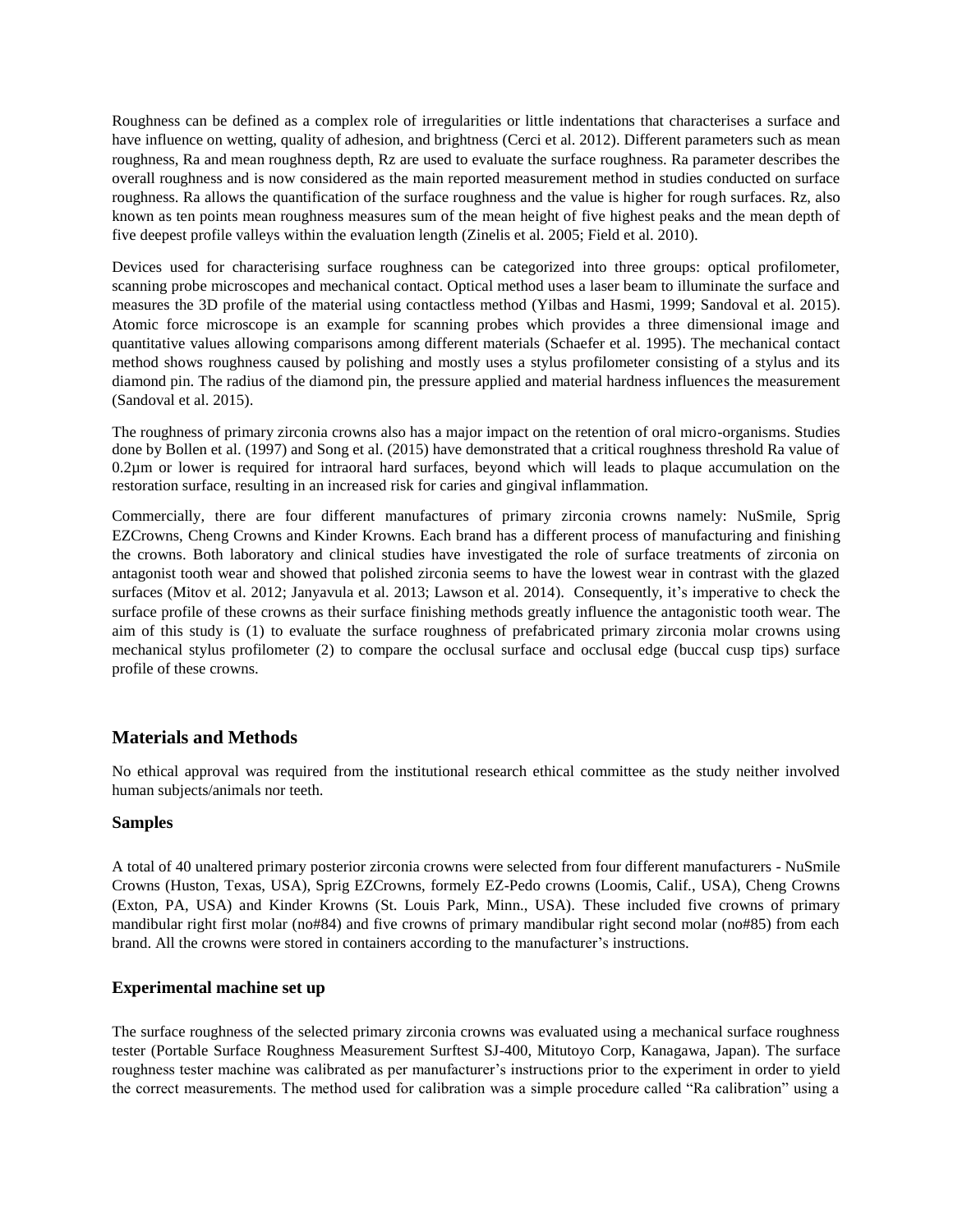Roughness can be defined as a complex role of irregularities or little indentations that characterises a surface and have influence on wetting, quality of adhesion, and brightness (Cerci et al. 2012). Different parameters such as mean roughness, Ra and mean roughness depth, Rz are used to evaluate the surface roughness. Ra parameter describes the overall roughness and is now considered as the main reported measurement method in studies conducted on surface roughness. Ra allows the quantification of the surface roughness and the value is higher for rough surfaces. Rz, also known as ten points mean roughness measures sum of the mean height of five highest peaks and the mean depth of five deepest profile valleys within the evaluation length (Zinelis et al. 2005; Field et al. 2010).

Devices used for characterising surface roughness can be categorized into three groups: optical profilometer, scanning probe microscopes and mechanical contact. Optical method uses a laser beam to illuminate the surface and measures the 3D profile of the material using contactless method (Yilbas and Hasmi, 1999; Sandoval et al. 2015). Atomic force microscope is an example for scanning probes which provides a three dimensional image and quantitative values allowing comparisons among different materials (Schaefer et al. 1995). The mechanical contact method shows roughness caused by polishing and mostly uses a stylus profilometer consisting of a stylus and its diamond pin. The radius of the diamond pin, the pressure applied and material hardness influences the measurement (Sandoval et al. 2015).

The roughness of primary zirconia crowns also has a major impact on the retention of oral micro-organisms. Studies done by Bollen et al. (1997) and Song et al. (2015) have demonstrated that a critical roughness threshold Ra value of 0.2µm or lower is required for intraoral hard surfaces, beyond which will leads to plaque accumulation on the restoration surface, resulting in an increased risk for caries and gingival inflammation.

Commercially, there are four different manufactures of primary zirconia crowns namely: NuSmile, Sprig EZCrowns, Cheng Crowns and Kinder Krowns. Each brand has a different process of manufacturing and finishing the crowns. Both laboratory and clinical studies have investigated the role of surface treatments of zirconia on antagonist tooth wear and showed that polished zirconia seems to have the lowest wear in contrast with the glazed surfaces (Mitov et al. 2012; Janyavula et al. 2013; Lawson et al. 2014). Consequently, it's imperative to check the surface profile of these crowns as their surface finishing methods greatly influence the antagonistic tooth wear. The aim of this study is (1) to evaluate the surface roughness of prefabricated primary zirconia molar crowns using mechanical stylus profilometer (2) to compare the occlusal surface and occlusal edge (buccal cusp tips) surface profile of these crowns.

## Materials and Methods

No ethical approval was required from the institutional research ethical committee as the study neither involved human subjects/animals nor teeth.

### Samples

A total of 40 unaltered primary posterior zirconia crowns were selected from four different manufacturers - NuSmile Crowns (Huston, Texas, USA), Sprig EZCrowns, formely EZ-Pedo crowns (Loomis, Calif., USA), Cheng Crowns (Exton, PA, USA) and Kinder Krowns (St. Louis Park, Minn., USA). These included five crowns of primary mandibular right first molar (no#84) and five crowns of primary mandibular right second molar (no#85) from each brand. All the crowns were stored in containers according to the manufacturer's instructions.

### Experimental machine set up

The surface roughness of the selected primary zirconia crowns was evaluated using a mechanical surface roughness tester (Portable Surface Roughness Measurement Surftest SJ-400, Mitutoyo Corp, Kanagawa, Japan). The surface roughness tester machine was calibrated as per manufacturer's instructions prior to the experiment in order to yield the correct measurements. The method used for calibration was a simple procedure called "Ra calibration" using a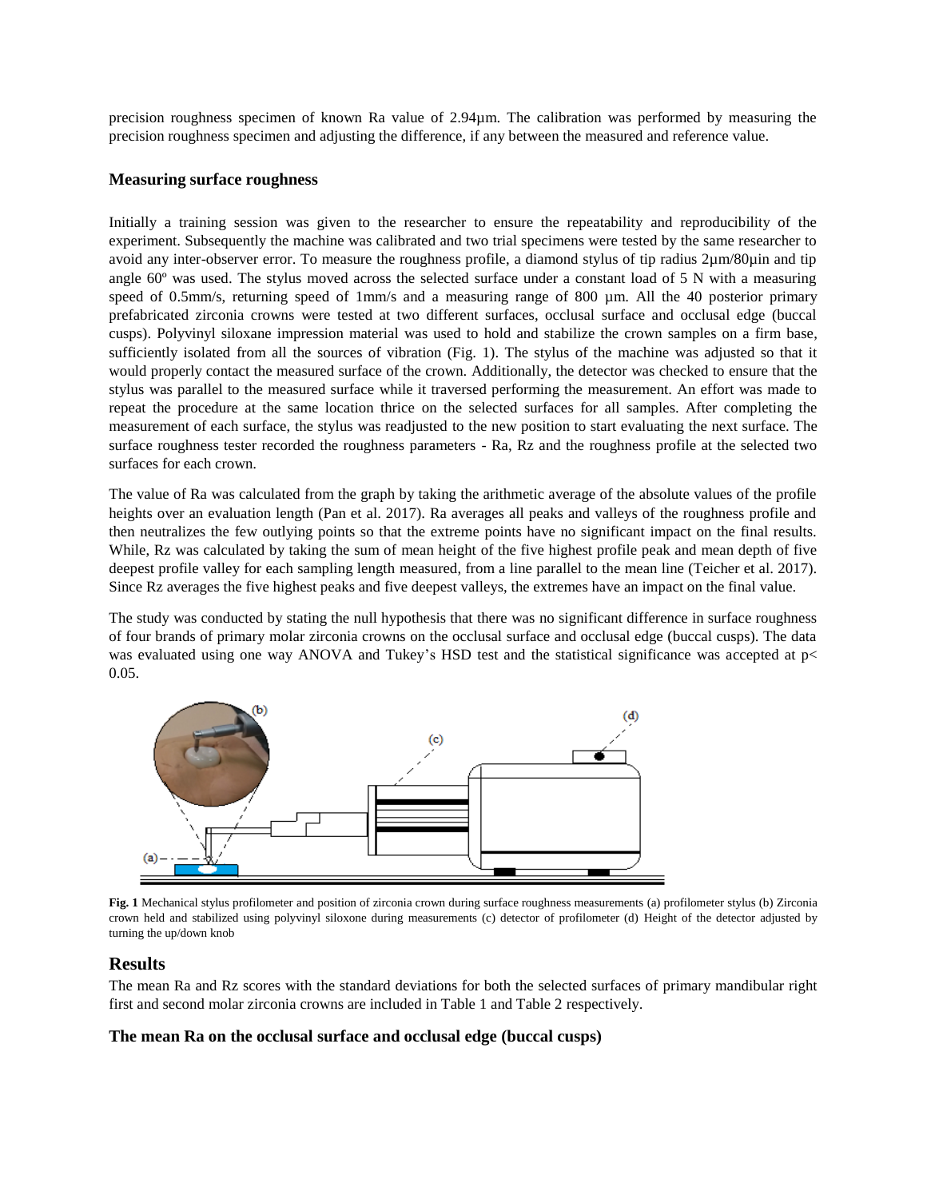precision roughness specimen of known Ra value of 2.94µm. The calibration was performed by measuring the precision roughness specimen and adjusting the difference, if any between the measured and reference value.

### Measuring surface roughness

Initially a training session was given to the researcher to ensure the repeatability and reproducibility of the experiment. Subsequently the machine was calibrated and two trial specimens were tested by the same researcher to avoid any inter-observer error. To measure the roughness profile, a diamond stylus of tip radius 2µm/80µin and tip angle 60º was used. The stylus moved across the selected surface under a constant load of 5 N with a measuring speed of 0.5mm/s, returning speed of 1mm/s and a measuring range of 800 µm. All the 40 posterior primary prefabricated zirconia crowns were tested at two different surfaces, occlusal surface and occlusal edge (buccal cusps). Polyvinyl siloxane impression material was used to hold and stabilize the crown samples on a firm base, sufficiently isolated from all the sources of vibration (Fig. 1). The stylus of the machine was adjusted so that it would properly contact the measured surface of the crown. Additionally, the detector was checked to ensure that the stylus was parallel to the measured surface while it traversed performing the measurement. An effort was made to repeat the procedure at the same location thrice on the selected surfaces for all samples. After completing the measurement of each surface, the stylus was readjusted to the new position to start evaluating the next surface. The surface roughness tester recorded the roughness parameters - Ra, Rz and the roughness profile at the selected two surfaces for each crown.

The value of Ra was calculated from the graph by taking the arithmetic average of the absolute values of the profile heights over an evaluation length (Pan et al. 2017). Ra averages all peaks and valleys of the roughness profile and then neutralizes the few outlying points so that the extreme points have no significant impact on the final results. While, Rz was calculated by taking the sum of mean height of the five highest profile peak and mean depth of five deepest profile valley for each sampling length measured, from a line parallel to the mean line (Teicher et al. 2017). Since Rz averages the five highest peaks and five deepest valleys, the extremes have an impact on the final value.

The study was conducted by stating the null hypothesis that there was no significant difference in surface roughness of four brands of primary molar zirconia crowns on the occlusal surface and occlusal edge (buccal cusps). The data was evaluated using one way ANOVA and Tukey's HSD test and the statistical significance was accepted at $p < 0.05$.

**Fig. 1** Mechanical stylus profilometer and position of zirconia crown during surface roughness measurements (a) profilometer stylus (b) Zirconia crown held and stabilized using polyvinyl siloxone during measurements (c) detector of profilometer (d) Height of the detector adjusted by turning the up/down knob

## Results

The mean Ra and Rz scores with the standard deviations for both the selected surfaces of primary mandibular right first and second molar zirconia crowns are included in Table 1 and Table 2 respectively.

### The mean Ra on the occlusal surface and occlusal edge (buccal cusps)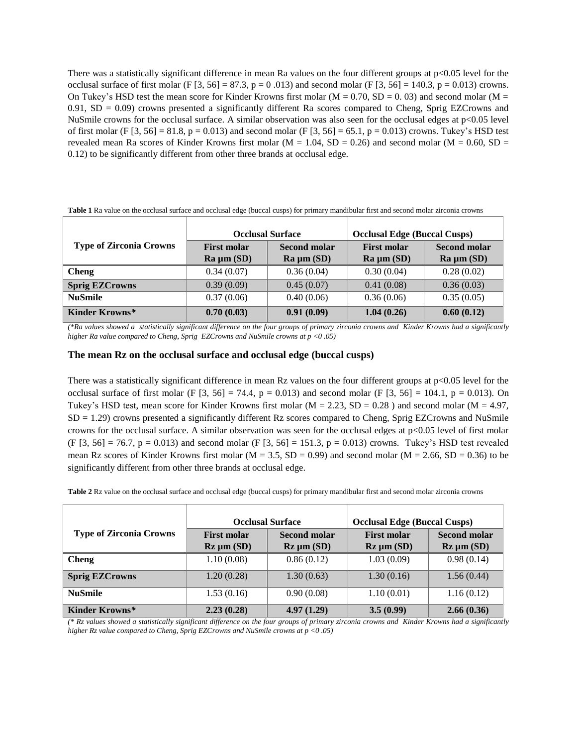There was a statistically significant difference in mean Ra values on the four different groups at $p<0.05$ level for the occlusal surface of first molar ($F [3, 56] = 87.3$, $p = 0 .013$) and second molar ($F [3, 56] = 140.3$, $p = 0.013$) crowns. On Tukey's HSD test the mean score for Kinder Krowns first molar ($M = 0.70$, $SD = 0. 03$) and second molar ($M = 0.91$, $SD = 0.09$) crowns presented a significantly different Ra scores compared to Cheng, Sprig EZCrowns and NuSmile crowns for the occlusal surface. A similar observation was also seen for the occlusal edges at $p<0.05$ level of first molar ($F [3, 56] = 81.8$, $p = 0.013$) and second molar ($F [3, 56] = 65.1$, $p = 0.013$) crowns. Tukey's HSD test revealed mean Ra scores of Kinder Krowns first molar ($M = 1.04$, $SD = 0.26$) and second molar ($M = 0.60$, $SD = 0.12$) to be significantly different from other three brands at occlusal edge.

**Table 1** Ra value on the occlusal surface and occlusal edge (buccal cusps) for primary mandibular first and second molar zirconia crowns

| Type of Zirconia Crowns | Occlusal Surface | | Occlusal Edge (Buccal Cusps) | |
|---|---|---|---|---|
| | First molar Ra µm (SD) | Second molar Ra µm (SD) | First molar Ra µm (SD) | Second molar Ra µm (SD) |
| **Cheng** | 0.34 (0.07) | 0.36 (0.04) | 0.30 (0.04) | 0.28 (0.02) |
| **Sprig EZCrowns** | 0.39 (0.09) | 0.45 (0.07) | 0.41 (0.08) | 0.36 (0.03) |
| **NuSmile** | 0.37 (0.06) | 0.40 (0.06) | 0.36 (0.06) | 0.35 (0.05) |
| **Kinder Krowns*** | **0.70 (0.03)** | **0.91 (0.09)** | **1.04 (0.26)** | **0.60 (0.12)** |

*(*Ra values showed a statistically significant difference on the four groups of primary zirconia crowns and Kinder Krowns had a significantly higher Ra value compared to Cheng, Sprig EZCrowns and NuSmile crowns at $p <0 .05$)*

### The mean Rz on the occlusal surface and occlusal edge (buccal cusps)

There was a statistically significant difference in mean Rz values on the four different groups at $p<0.05$ level for the occlusal surface of first molar ($F [3, 56] = 74.4$, $p = 0.013$) and second molar ($F [3, 56] = 104.1$, $p = 0.013$). On Tukey's HSD test, mean score for Kinder Krowns first molar ($M = 2.23$, $SD = 0.28$ ) and second molar ($M = 4.97$, $SD = 1.29$) crowns presented a significantly different Rz scores compared to Cheng, Sprig EZCrowns and NuSmile crowns for the occlusal surface. A similar observation was seen for the occlusal edges at $p<0.05$ level of first molar ($F [3, 56] = 76.7$, $p = 0.013$) and second molar ($F [3, 56] = 151.3$, $p = 0.013$) crowns. Tukey's HSD test revealed mean Rz scores of Kinder Krowns first molar ($M = 3.5$, $SD = 0.99$) and second molar ($M = 2.66$, $SD = 0.36$) to be significantly different from other three brands at occlusal edge.

**Table 2** Rz value on the occlusal surface and occlusal edge (buccal cusps) for primary mandibular first and second molar zirconia crowns

| Type of Zirconia Crowns | Occlusal Surface | | Occlusal Edge (Buccal Cusps) | |
|---|---|---|---|---|
| | First molar Rz µm (SD) | Second molar Rz µm (SD) | First molar Rz µm (SD) | Second molar Rz µm (SD) |
| **Cheng** | 1.10 (0.08) | 0.86 (0.12) | 1.03 (0.09) | 0.98 (0.14) |
| **Sprig EZCrowns** | 1.20 (0.28) | 1.30 (0.63) | 1.30 (0.16) | 1.56 (0.44) |
| **NuSmile** | 1.53 (0.16) | 0.90 (0.08) | 1.10 (0.01) | 1.16 (0.12) |
| **Kinder Krowns*** | **2.23 (0.28)** | **4.97 (1.29)** | **3.5 (0.99)** | **2.66 (0.36)** |

*(* Rz values showed a statistically significant difference on the four groups of primary zirconia crowns and Kinder Krowns had a significantly higher Rz value compared to Cheng, Sprig EZCrowns and NuSmile crowns at $p <0 .05$)*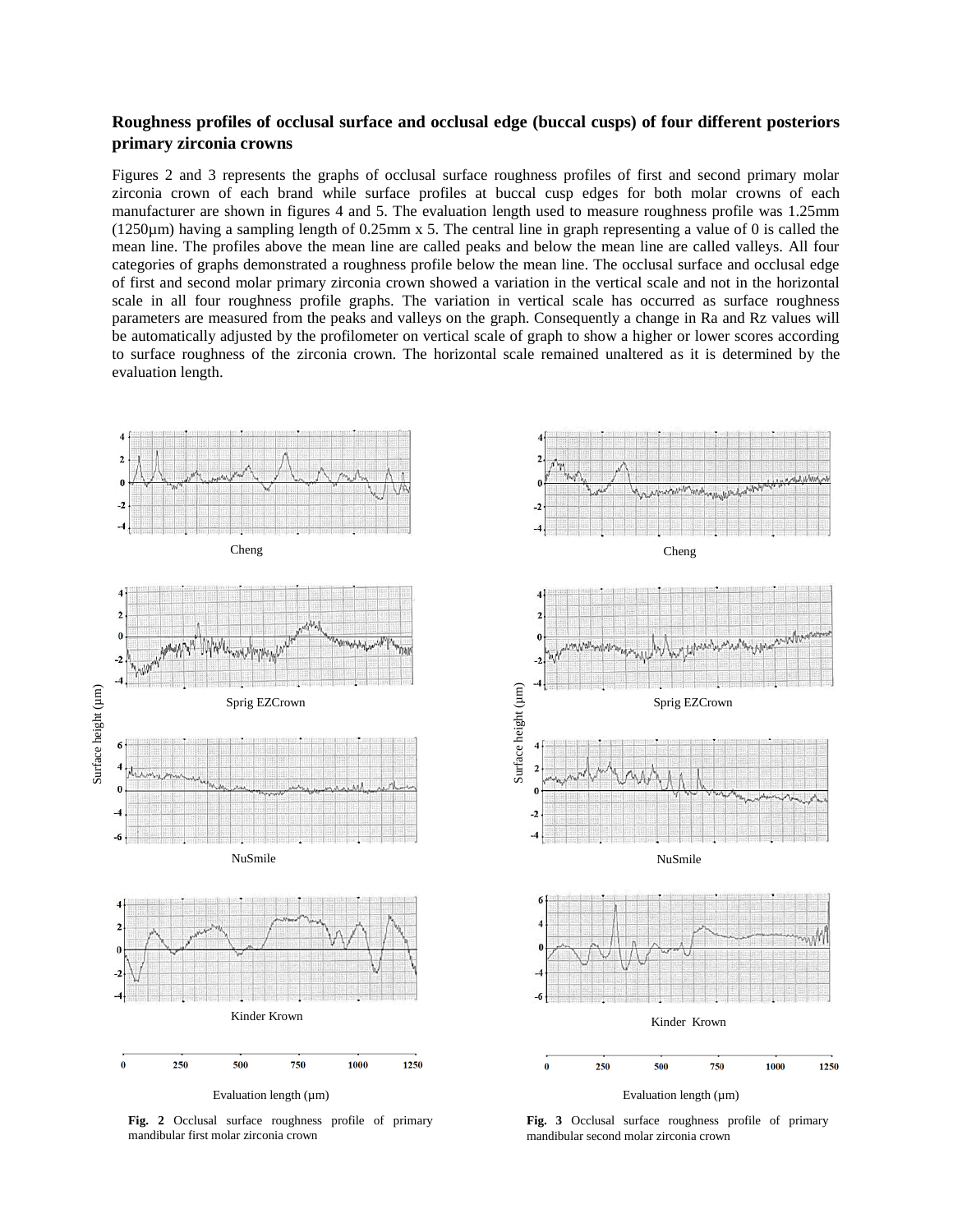### Roughness profiles of occlusal surface and occlusal edge (buccal cusps) of four different posteriors primary zirconia crowns

Figures 2 and 3 represents the graphs of occlusal surface roughness profiles of first and second primary molar zirconia crown of each brand while surface profiles at buccal cusp edges for both molar crowns of each manufacturer are shown in figures 4 and 5. The evaluation length used to measure roughness profile was 1.25mm (1250µm) having a sampling length of 0.25mm x 5. The central line in graph representing a value of 0 is called the mean line. The profiles above the mean line are called peaks and below the mean line are called valleys. All four categories of graphs demonstrated a roughness profile below the mean line. The occlusal surface and occlusal edge of first and second molar primary zirconia crown showed a variation in the vertical scale and not in the horizontal scale in all four roughness profile graphs. The variation in vertical scale has occurred as surface roughness parameters are measured from the peaks and valleys on the graph. Consequently a change in Ra and Rz values will be automatically adjusted by the profilometer on vertical scale of graph to show a higher or lower scores according to surface roughness of the zirconia crown. The horizontal scale remained unaltered as it is determined by the evaluation length.

**Fig. 2** Occlusal surface roughness profile of primary mandibular first molar zirconia crown

**Fig. 3** Occlusal surface roughness profile of primary mandibular second molar zirconia crown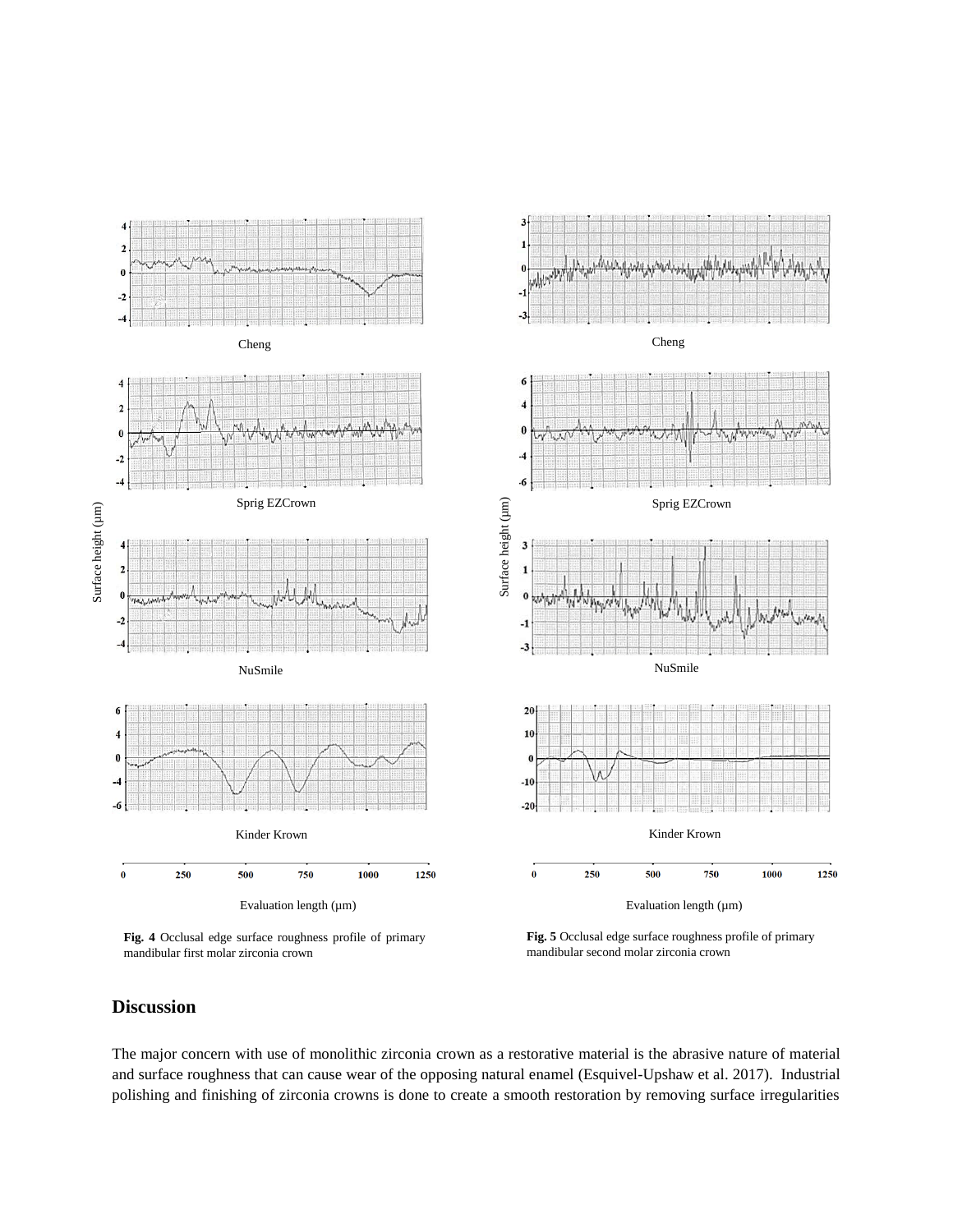Fig. 4 Occlusal edge surface roughness profile of primary mandibular first molar zirconia crown

Fig. 5 Occlusal edge surface roughness profile of primary mandibular second molar zirconia crown

## Discussion

The major concern with use of monolithic zirconia crown as a restorative material is the abrasive nature of material and surface roughness that can cause wear of the opposing natural enamel (Esquivel-Upshaw et al. 2017). Industrial polishing and finishing of zirconia crowns is done to create a smooth restoration by removing surface irregularities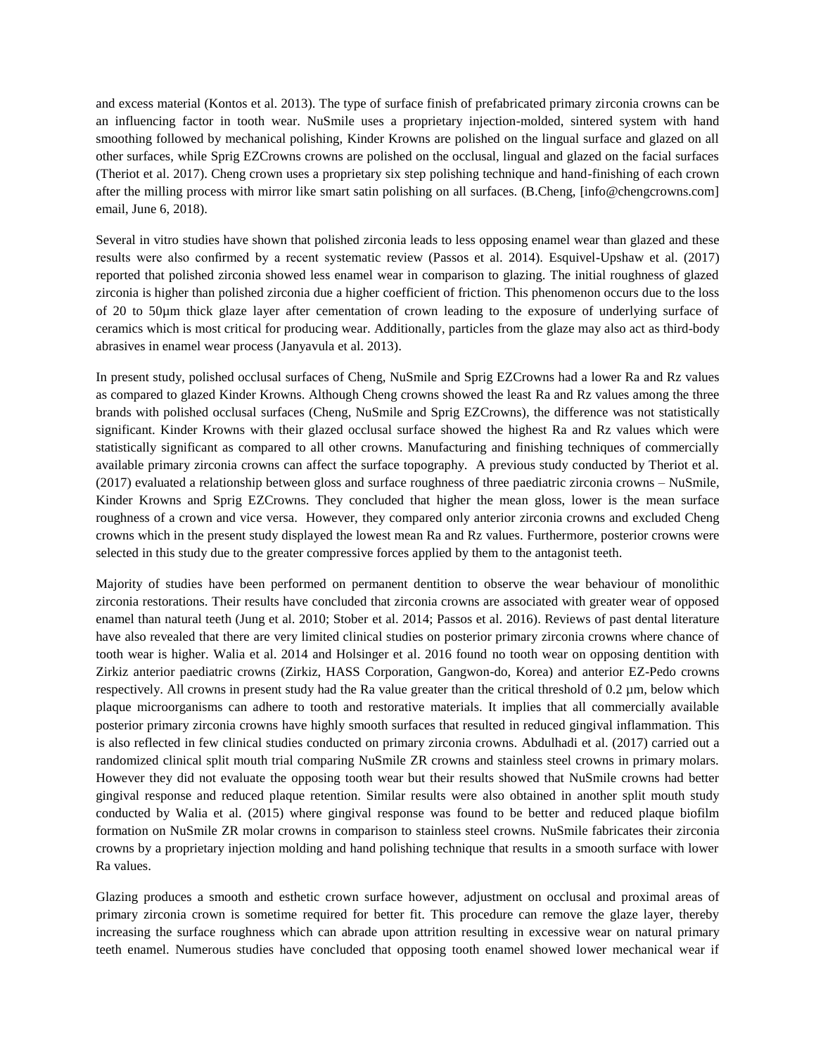and excess material (Kontos et al. 2013). The type of surface finish of prefabricated primary zirconia crowns can be an influencing factor in tooth wear. NuSmile uses a proprietary injection-molded, sintered system with hand smoothing followed by mechanical polishing, Kinder Krowns are polished on the lingual surface and glazed on all other surfaces, while Sprig EZCrowns crowns are polished on the occlusal, lingual and glazed on the facial surfaces (Theriot et al. 2017). Cheng crown uses a proprietary six step polishing technique and hand-finishing of each crown after the milling process with mirror like smart satin polishing on all surfaces. (B.Cheng, [info@chengcrowns.com] email, June 6, 2018).

Several in vitro studies have shown that polished zirconia leads to less opposing enamel wear than glazed and these results were also confirmed by a recent systematic review (Passos et al. 2014). Esquivel-Upshaw et al. (2017) reported that polished zirconia showed less enamel wear in comparison to glazing. The initial roughness of glazed zirconia is higher than polished zirconia due a higher coefficient of friction. This phenomenon occurs due to the loss of 20 to 50μm thick glaze layer after cementation of crown leading to the exposure of underlying surface of ceramics which is most critical for producing wear. Additionally, particles from the glaze may also act as third-body abrasives in enamel wear process (Janyavula et al. 2013).

In present study, polished occlusal surfaces of Cheng, NuSmile and Sprig EZCrowns had a lower Ra and Rz values as compared to glazed Kinder Krowns. Although Cheng crowns showed the least Ra and Rz values among the three brands with polished occlusal surfaces (Cheng, NuSmile and Sprig EZCrowns), the difference was not statistically significant. Kinder Krowns with their glazed occlusal surface showed the highest Ra and Rz values which were statistically significant as compared to all other crowns. Manufacturing and finishing techniques of commercially available primary zirconia crowns can affect the surface topography. A previous study conducted by Theriot et al. (2017) evaluated a relationship between gloss and surface roughness of three paediatric zirconia crowns – NuSmile, Kinder Krowns and Sprig EZCrowns. They concluded that higher the mean gloss, lower is the mean surface roughness of a crown and vice versa. However, they compared only anterior zirconia crowns and excluded Cheng crowns which in the present study displayed the lowest mean Ra and Rz values. Furthermore, posterior crowns were selected in this study due to the greater compressive forces applied by them to the antagonist teeth.

Majority of studies have been performed on permanent dentition to observe the wear behaviour of monolithic zirconia restorations. Their results have concluded that zirconia crowns are associated with greater wear of opposed enamel than natural teeth (Jung et al. 2010; Stober et al. 2014; Passos et al. 2016). Reviews of past dental literature have also revealed that there are very limited clinical studies on posterior primary zirconia crowns where chance of tooth wear is higher. Walia et al. 2014 and Holsinger et al. 2016 found no tooth wear on opposing dentition with Zirkiz anterior paediatric crowns (Zirkiz, HASS Corporation, Gangwon-do, Korea) and anterior EZ-Pedo crowns respectively. All crowns in present study had the Ra value greater than the critical threshold of 0.2 μm, below which plaque microorganisms can adhere to tooth and restorative materials. It implies that all commercially available posterior primary zirconia crowns have highly smooth surfaces that resulted in reduced gingival inflammation. This is also reflected in few clinical studies conducted on primary zirconia crowns. Abdulhadi et al. (2017) carried out a randomized clinical split mouth trial comparing NuSmile ZR crowns and stainless steel crowns in primary molars. However they did not evaluate the opposing tooth wear but their results showed that NuSmile crowns had better gingival response and reduced plaque retention. Similar results were also obtained in another split mouth study conducted by Walia et al. (2015) where gingival response was found to be better and reduced plaque biofilm formation on NuSmile ZR molar crowns in comparison to stainless steel crowns. NuSmile fabricates their zirconia crowns by a proprietary injection molding and hand polishing technique that results in a smooth surface with lower Ra values.

Glazing produces a smooth and esthetic crown surface however, adjustment on occlusal and proximal areas of primary zirconia crown is sometime required for better fit. This procedure can remove the glaze layer, thereby increasing the surface roughness which can abrade upon attrition resulting in excessive wear on natural primary teeth enamel. Numerous studies have concluded that opposing tooth enamel showed lower mechanical wear if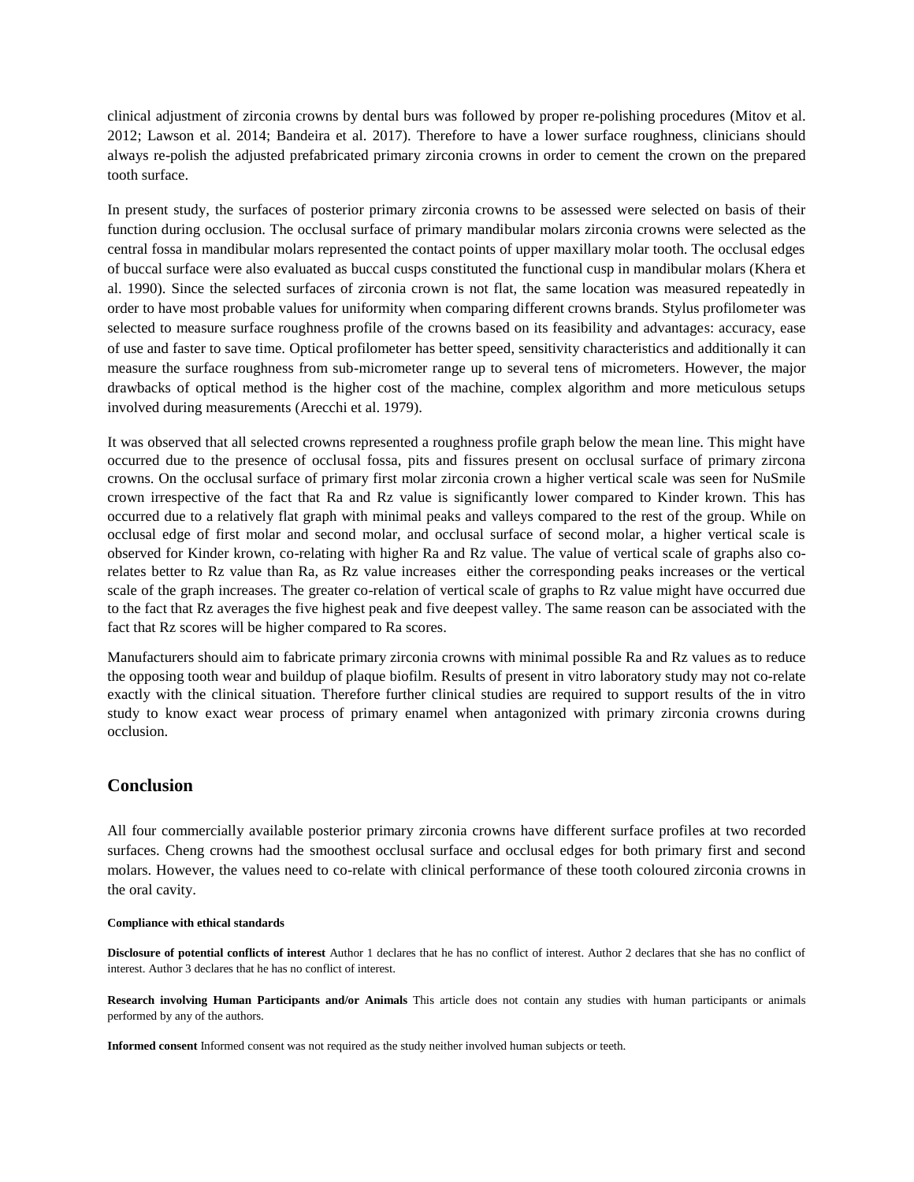clinical adjustment of zirconia crowns by dental burs was followed by proper re-polishing procedures (Mitov et al. 2012; Lawson et al. 2014; Bandeira et al. 2017). Therefore to have a lower surface roughness, clinicians should always re-polish the adjusted prefabricated primary zirconia crowns in order to cement the crown on the prepared tooth surface.

In present study, the surfaces of posterior primary zirconia crowns to be assessed were selected on basis of their function during occlusion. The occlusal surface of primary mandibular molars zirconia crowns were selected as the central fossa in mandibular molars represented the contact points of upper maxillary molar tooth. The occlusal edges of buccal surface were also evaluated as buccal cusps constituted the functional cusp in mandibular molars (Khera et al. 1990). Since the selected surfaces of zirconia crown is not flat, the same location was measured repeatedly in order to have most probable values for uniformity when comparing different crowns brands. Stylus profilometer was selected to measure surface roughness profile of the crowns based on its feasibility and advantages: accuracy, ease of use and faster to save time. Optical profilometer has better speed, sensitivity characteristics and additionally it can measure the surface roughness from sub-micrometer range up to several tens of micrometers. However, the major drawbacks of optical method is the higher cost of the machine, complex algorithm and more meticulous setups involved during measurements (Arecchi et al. 1979).

It was observed that all selected crowns represented a roughness profile graph below the mean line. This might have occurred due to the presence of occlusal fossa, pits and fissures present on occlusal surface of primary zircona crowns. On the occlusal surface of primary first molar zirconia crown a higher vertical scale was seen for NuSmile crown irrespective of the fact that Ra and Rz value is significantly lower compared to Kinder krown. This has occurred due to a relatively flat graph with minimal peaks and valleys compared to the rest of the group. While on occlusal edge of first molar and second molar, and occlusal surface of second molar, a higher vertical scale is observed for Kinder krown, co-relating with higher Ra and Rz value. The value of vertical scale of graphs also co-relates better to Rz value than Ra, as Rz value increases either the corresponding peaks increases or the vertical scale of the graph increases. The greater co-relation of vertical scale of graphs to Rz value might have occurred due to the fact that Rz averages the five highest peak and five deepest valley. The same reason can be associated with the fact that Rz scores will be higher compared to Ra scores.

Manufacturers should aim to fabricate primary zirconia crowns with minimal possible Ra and Rz values as to reduce the opposing tooth wear and buildup of plaque biofilm. Results of present in vitro laboratory study may not co-relate exactly with the clinical situation. Therefore further clinical studies are required to support results of the in vitro study to know exact wear process of primary enamel when antagonized with primary zirconia crowns during occlusion.

## Conclusion

All four commercially available posterior primary zirconia crowns have different surface profiles at two recorded surfaces. Cheng crowns had the smoothest occlusal surface and occlusal edges for both primary first and second molars. However, the values need to co-relate with clinical performance of these tooth coloured zirconia crowns in the oral cavity.

**Compliance with ethical standards**

**Disclosure of potential conflicts of interest** Author 1 declares that he has no conflict of interest. Author 2 declares that she has no conflict of interest. Author 3 declares that he has no conflict of interest.

**Research involving Human Participants and/or Animals** This article does not contain any studies with human participants or animals performed by any of the authors.

**Informed consent** Informed consent was not required as the study neither involved human subjects or teeth.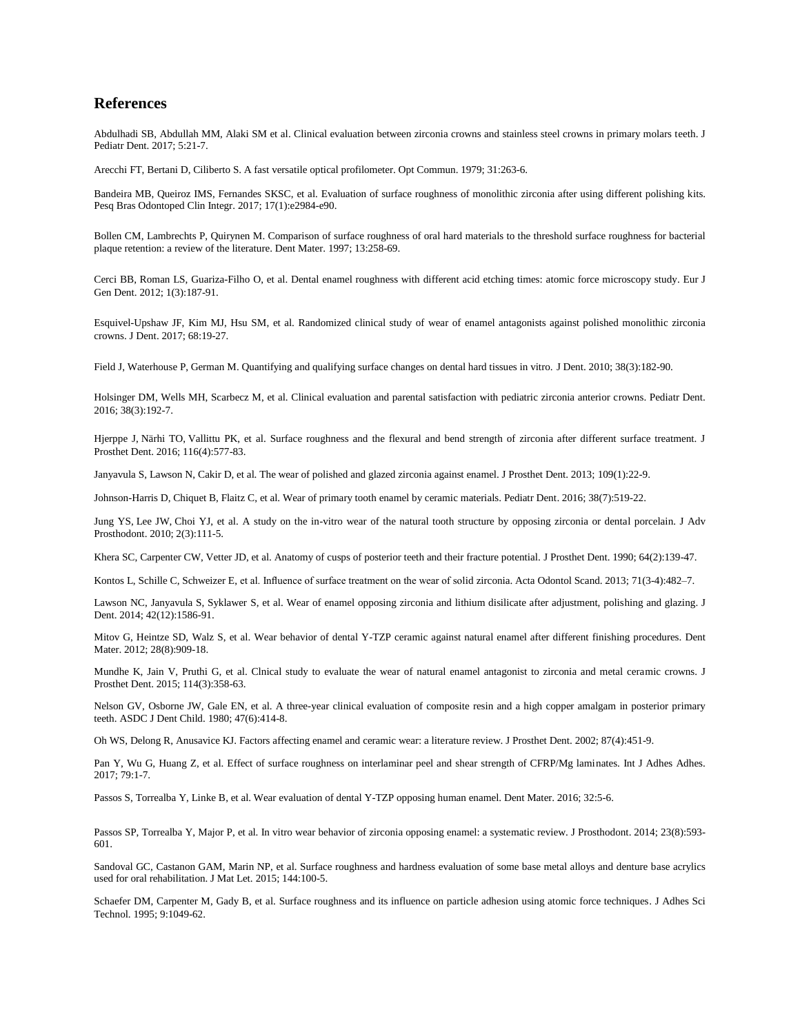## References

Abdulhadi SB, Abdullah MM, Alaki SM et al. Clinical evaluation between zirconia crowns and stainless steel crowns in primary molars teeth. J Pediatr Dent. 2017; 5:21-7.

Arecchi FT, Bertani D, Ciliberto S. A fast versatile optical profilometer. Opt Commun. 1979; 31:263-6.

Bandeira MB, Queiroz IMS, Fernandes SKSC, et al. Evaluation of surface roughness of monolithic zirconia after using different polishing kits. Pesq Bras Odontoped Clin Integr. 2017; 17(1):e2984-e90.

Bollen CM, Lambrechts P, Quirynen M. Comparison of surface roughness of oral hard materials to the threshold surface roughness for bacterial plaque retention: a review of the literature. Dent Mater. 1997; 13:258-69.

Cerci BB, Roman LS, Guariza-Filho O, et al. Dental enamel roughness with different acid etching times: atomic force microscopy study. Eur J Gen Dent. 2012; 1(3):187-91.

Esquivel-Upshaw JF, Kim MJ, Hsu SM, et al. Randomized clinical study of wear of enamel antagonists against polished monolithic zirconia crowns. J Dent. 2017; 68:19-27.

Field J, Waterhouse P, German M. Quantifying and qualifying surface changes on dental hard tissues in vitro. J Dent. 2010; 38(3):182-90.

Holsinger DM, Wells MH, Scarbecz M, et al. Clinical evaluation and parental satisfaction with pediatric zirconia anterior crowns. Pediatr Dent. 2016; 38(3):192-7.

Hjerppe J, Närhi TO, Vallittu PK, et al. Surface roughness and the flexural and bend strength of zirconia after different surface treatment. J Prosthet Dent. 2016; 116(4):577-83.

Janyavula S, Lawson N, Cakir D, et al. The wear of polished and glazed zirconia against enamel. J Prosthet Dent. 2013; 109(1):22-9.

Johnson-Harris D, Chiquet B, Flaitz C, et al. Wear of primary tooth enamel by ceramic materials. Pediatr Dent. 2016; 38(7):519-22.

Jung YS, Lee JW, Choi YJ, et al. A study on the in-vitro wear of the natural tooth structure by opposing zirconia or dental porcelain. J Adv Prosthodont. 2010; 2(3):111-5.

Khera SC, Carpenter CW, Vetter JD, et al. Anatomy of cusps of posterior teeth and their fracture potential. J Prosthet Dent. 1990; 64(2):139-47.

Kontos L, Schille C, Schweizer E, et al. Influence of surface treatment on the wear of solid zirconia. Acta Odontol Scand. 2013; 71(3-4):482–7.

Lawson NC, Janyavula S, Syklawer S, et al. Wear of enamel opposing zirconia and lithium disilicate after adjustment, polishing and glazing. J Dent. 2014; 42(12):1586-91.

Mitov G, Heintze SD, Walz S, et al. Wear behavior of dental Y-TZP ceramic against natural enamel after different finishing procedures. Dent Mater. 2012; 28(8):909-18.

Mundhe K, Jain V, Pruthi G, et al. Clnical study to evaluate the wear of natural enamel antagonist to zirconia and metal ceramic crowns. J Prosthet Dent. 2015; 114(3):358-63.

Nelson GV, Osborne JW, Gale EN, et al. A three-year clinical evaluation of composite resin and a high copper amalgam in posterior primary teeth. ASDC J Dent Child. 1980; 47(6):414-8.

Oh WS, Delong R, Anusavice KJ. Factors affecting enamel and ceramic wear: a literature review. J Prosthet Dent. 2002; 87(4):451-9.

Pan Y, Wu G, Huang Z, et al. Effect of surface roughness on interlaminar peel and shear strength of CFRP/Mg laminates. Int J Adhes Adhes. 2017; 79:1-7.

Passos S, Torrealba Y, Linke B, et al. Wear evaluation of dental Y-TZP opposing human enamel. Dent Mater. 2016; 32:5-6.

Passos SP, Torrealba Y, Major P, et al. In vitro wear behavior of zirconia opposing enamel: a systematic review. J Prosthodont. 2014; 23(8):593-601.

Sandoval GC, Castanon GAM, Marin NP, et al. Surface roughness and hardness evaluation of some base metal alloys and denture base acrylics used for oral rehabilitation. J Mat Let. 2015; 144:100-5.

Schaefer DM, Carpenter M, Gady B, et al. Surface roughness and its influence on particle adhesion using atomic force techniques. J Adhes Sci Technol. 1995; 9:1049-62.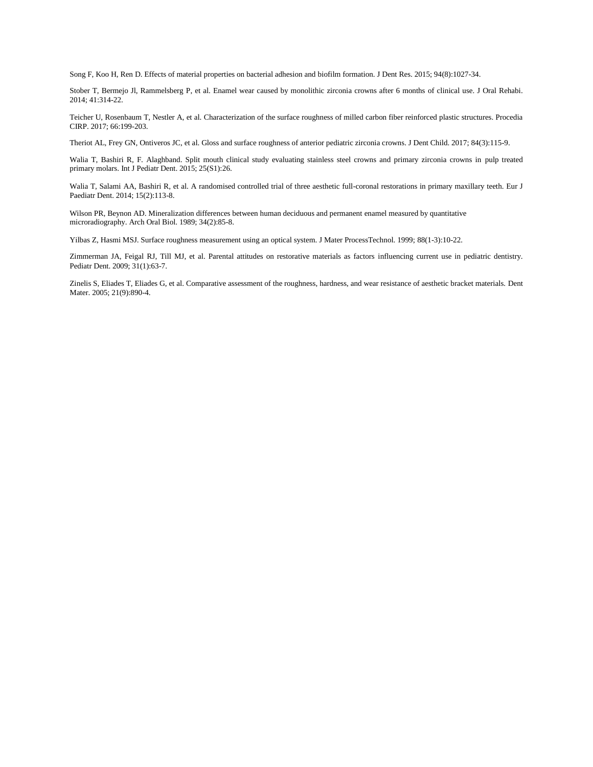Song F, Koo H, Ren D. Effects of material properties on bacterial adhesion and biofilm formation. J Dent Res. 2015; 94(8):1027-34.

Stober T, Bermejo Jl, Rammelsberg P, et al. Enamel wear caused by monolithic zirconia crowns after 6 months of clinical use. J Oral Rehabi. 2014; 41:314-22.

Teicher U, Rosenbaum T, Nestler A, et al. Characterization of the surface roughness of milled carbon fiber reinforced plastic structures. Procedia CIRP. 2017; 66:199-203.

Theriot AL, Frey GN, Ontiveros JC, et al. Gloss and surface roughness of anterior pediatric zirconia crowns. J Dent Child. 2017; 84(3):115-9.

Walia T, Bashiri R, F. Alaghband. Split mouth clinical study evaluating stainless steel crowns and primary zirconia crowns in pulp treated primary molars. Int J Pediatr Dent. 2015; 25(S1):26.

Walia T, Salami AA, Bashiri R, et al. A randomised controlled trial of three aesthetic full-coronal restorations in primary maxillary teeth. Eur J Paediatr Dent. 2014; 15(2):113-8.

Wilson PR, Beynon AD. Mineralization differences between human deciduous and permanent enamel measured by quantitative microradiography. Arch Oral Biol. 1989; 34(2):85-8.

Yilbas Z, Hasmi MSJ. Surface roughness measurement using an optical system. J Mater ProcessTechnol. 1999; 88(1-3):10-22.

Zimmerman JA, Feigal RJ, Till MJ, et al. Parental attitudes on restorative materials as factors influencing current use in pediatric dentistry. Pediatr Dent. 2009; 31(1):63-7.

Zinelis S, Eliades T, Eliades G, et al. Comparative assessment of the roughness, hardness, and wear resistance of aesthetic bracket materials. Dent Mater. 2005; 21(9):890-4.